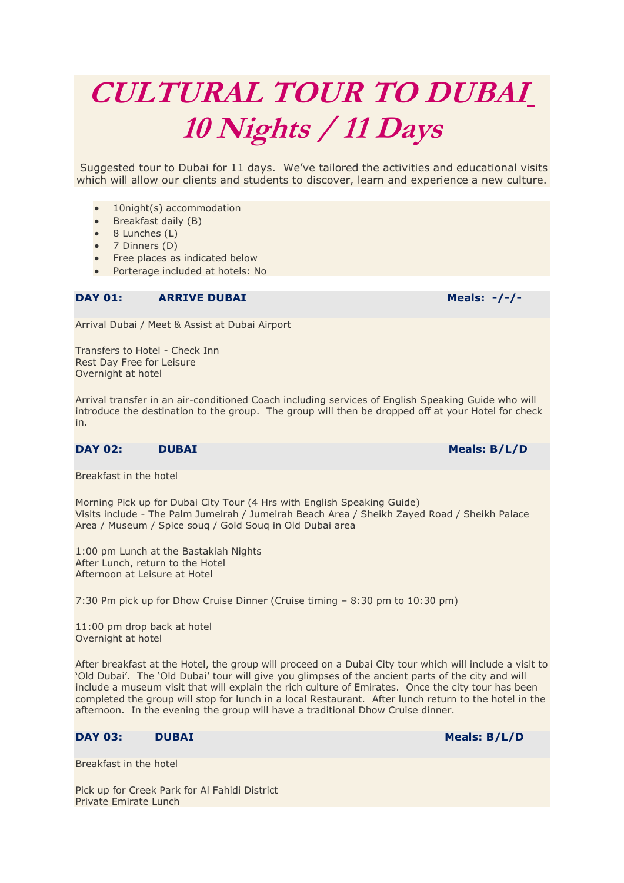# *CULTURAL TOUR TO DUBAI*
# *10 Nights / 11 Days*

Suggested tour to Dubai for 11 days. We've tailored the activities and educational visits which will allow our clients and students to discover, learn and experience a new culture.

- 10night(s) accommodation
- Breakfast daily (B)
- 8 Lunches (L)
- 7 Dinners (D)
- Free places as indicated below
- Porterage included at hotels: No

### DAY 01: ARRIVE DUBAI — Meals: -/-/-

Arrival Dubai / Meet & Assist at Dubai Airport

Transfers to Hotel - Check Inn
Rest Day Free for Leisure
Overnight at hotel

Arrival transfer in an air-conditioned Coach including services of English Speaking Guide who will introduce the destination to the group. The group will then be dropped off at your Hotel for check in.

### DAY 02: DUBAI — Meals: B/L/D

Breakfast in the hotel

Morning Pick up for Dubai City Tour (4 Hrs with English Speaking Guide)
Visits include - The Palm Jumeirah / Jumeirah Beach Area / Sheikh Zayed Road / Sheikh Palace Area / Museum / Spice souq / Gold Souq in Old Dubai area

1:00 pm Lunch at the Bastakiah Nights
After Lunch, return to the Hotel
Afternoon at Leisure at Hotel

7:30 Pm pick up for Dhow Cruise Dinner (Cruise timing – 8:30 pm to 10:30 pm)

11:00 pm drop back at hotel
Overnight at hotel

After breakfast at the Hotel, the group will proceed on a Dubai City tour which will include a visit to 'Old Dubai'. The 'Old Dubai' tour will give you glimpses of the ancient parts of the city and will include a museum visit that will explain the rich culture of Emirates. Once the city tour has been completed the group will stop for lunch in a local Restaurant. After lunch return to the hotel in the afternoon. In the evening the group will have a traditional Dhow Cruise dinner.

### DAY 03: DUBAI — Meals: B/L/D

Breakfast in the hotel

Pick up for Creek Park for Al Fahidi District
Private Emirate Lunch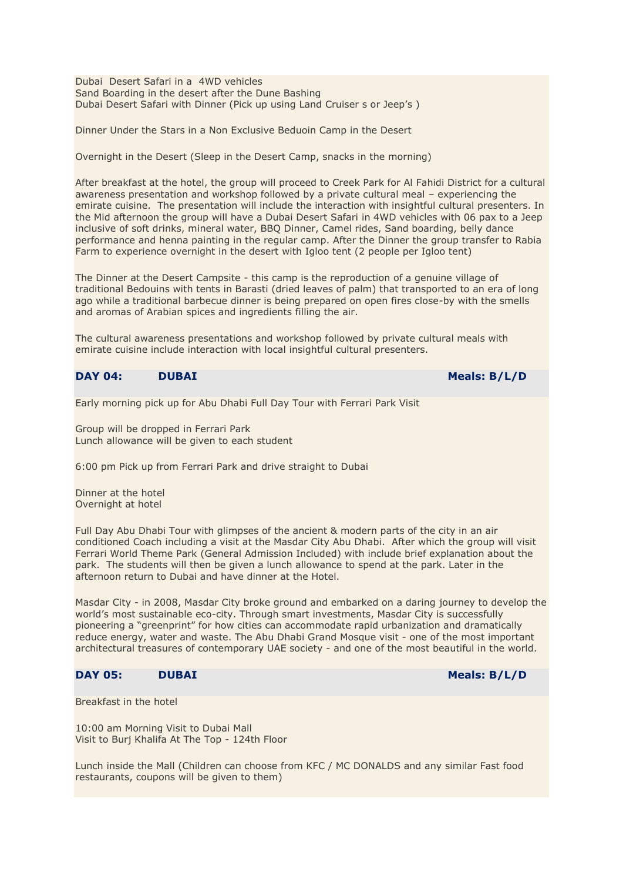Dubai  Desert Safari in a  4WD vehicles
Sand Boarding in the desert after the Dune Bashing
Dubai Desert Safari with Dinner (Pick up using Land Cruiser s or Jeep's )

Dinner Under the Stars in a Non Exclusive Beduoin Camp in the Desert

Overnight in the Desert (Sleep in the Desert Camp, snacks in the morning)

After breakfast at the hotel, the group will proceed to Creek Park for Al Fahidi District for a cultural awareness presentation and workshop followed by a private cultural meal – experiencing the emirate cuisine.  The presentation will include the interaction with insightful cultural presenters. In the Mid afternoon the group will have a Dubai Desert Safari in 4WD vehicles with 06 pax to a Jeep inclusive of soft drinks, mineral water, BBQ Dinner, Camel rides, Sand boarding, belly dance performance and henna painting in the regular camp. After the Dinner the group transfer to Rabia Farm to experience overnight in the desert with Igloo tent (2 people per Igloo tent)

The Dinner at the Desert Campsite - this camp is the reproduction of a genuine village of traditional Bedouins with tents in Barasti (dried leaves of palm) that transported to an era of long ago while a traditional barbecue dinner is being prepared on open fires close-by with the smells and aromas of Arabian spices and ingredients filling the air.

The cultural awareness presentations and workshop followed by private cultural meals with emirate cuisine include interaction with local insightful cultural presenters.

## DAY 04: DUBAI — Meals: B/L/D

Early morning pick up for Abu Dhabi Full Day Tour with Ferrari Park Visit

Group will be dropped in Ferrari Park
Lunch allowance will be given to each student

6:00 pm Pick up from Ferrari Park and drive straight to Dubai

Dinner at the hotel
Overnight at hotel

Full Day Abu Dhabi Tour with glimpses of the ancient & modern parts of the city in an air conditioned Coach including a visit at the Masdar City Abu Dhabi.  After which the group will visit Ferrari World Theme Park (General Admission Included) with include brief explanation about the park.  The students will then be given a lunch allowance to spend at the park. Later in the afternoon return to Dubai and have dinner at the Hotel.

Masdar City - in 2008, Masdar City broke ground and embarked on a daring journey to develop the world's most sustainable eco-city. Through smart investments, Masdar City is successfully pioneering a "greenprint" for how cities can accommodate rapid urbanization and dramatically reduce energy, water and waste. The Abu Dhabi Grand Mosque visit - one of the most important architectural treasures of contemporary UAE society - and one of the most beautiful in the world.

## DAY 05: DUBAI — Meals: B/L/D

Breakfast in the hotel

10:00 am Morning Visit to Dubai Mall
Visit to Burj Khalifa At The Top - 124th Floor

Lunch inside the Mall (Children can choose from KFC / MC DONALDS and any similar Fast food restaurants, coupons will be given to them)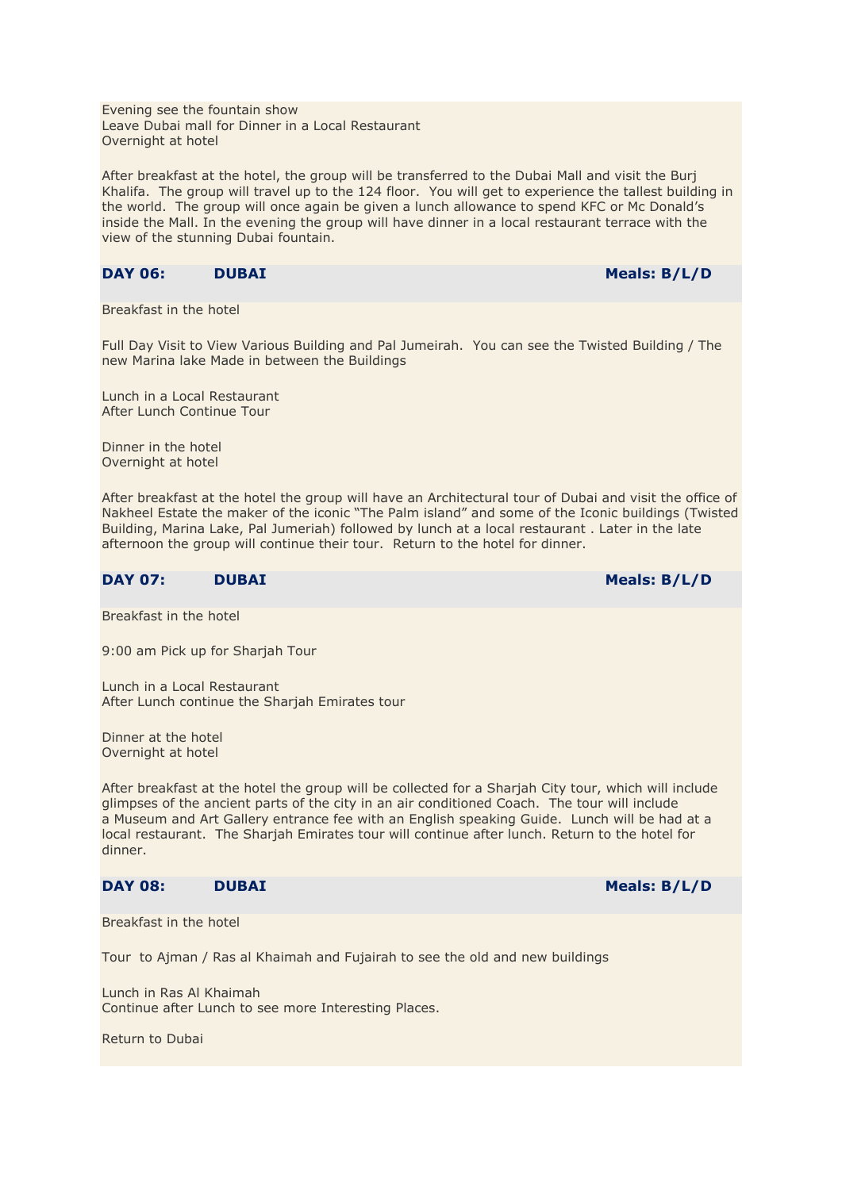Evening see the fountain show
Leave Dubai mall for Dinner in a Local Restaurant
Overnight at hotel

After breakfast at the hotel, the group will be transferred to the Dubai Mall and visit the Burj Khalifa. The group will travel up to the 124 floor. You will get to experience the tallest building in the world. The group will once again be given a lunch allowance to spend KFC or Mc Donald's inside the Mall. In the evening the group will have dinner in a local restaurant terrace with the view of the stunning Dubai fountain.

### DAY 06: DUBAI — Meals: B/L/D

Breakfast in the hotel

Full Day Visit to View Various Building and Pal Jumeirah. You can see the Twisted Building / The new Marina lake Made in between the Buildings

Lunch in a Local Restaurant
After Lunch Continue Tour

Dinner in the hotel
Overnight at hotel

After breakfast at the hotel the group will have an Architectural tour of Dubai and visit the office of Nakheel Estate the maker of the iconic "The Palm island" and some of the Iconic buildings (Twisted Building, Marina Lake, Pal Jumeriah) followed by lunch at a local restaurant . Later in the late afternoon the group will continue their tour. Return to the hotel for dinner.

### DAY 07: DUBAI — Meals: B/L/D

Breakfast in the hotel

9:00 am Pick up for Sharjah Tour

Lunch in a Local Restaurant
After Lunch continue the Sharjah Emirates tour

Dinner at the hotel
Overnight at hotel

After breakfast at the hotel the group will be collected for a Sharjah City tour, which will include glimpses of the ancient parts of the city in an air conditioned Coach. The tour will include a Museum and Art Gallery entrance fee with an English speaking Guide. Lunch will be had at a local restaurant. The Sharjah Emirates tour will continue after lunch. Return to the hotel for dinner.

### DAY 08: DUBAI — Meals: B/L/D

Breakfast in the hotel

Tour to Ajman / Ras al Khaimah and Fujairah to see the old and new buildings

Lunch in Ras Al Khaimah
Continue after Lunch to see more Interesting Places.

Return to Dubai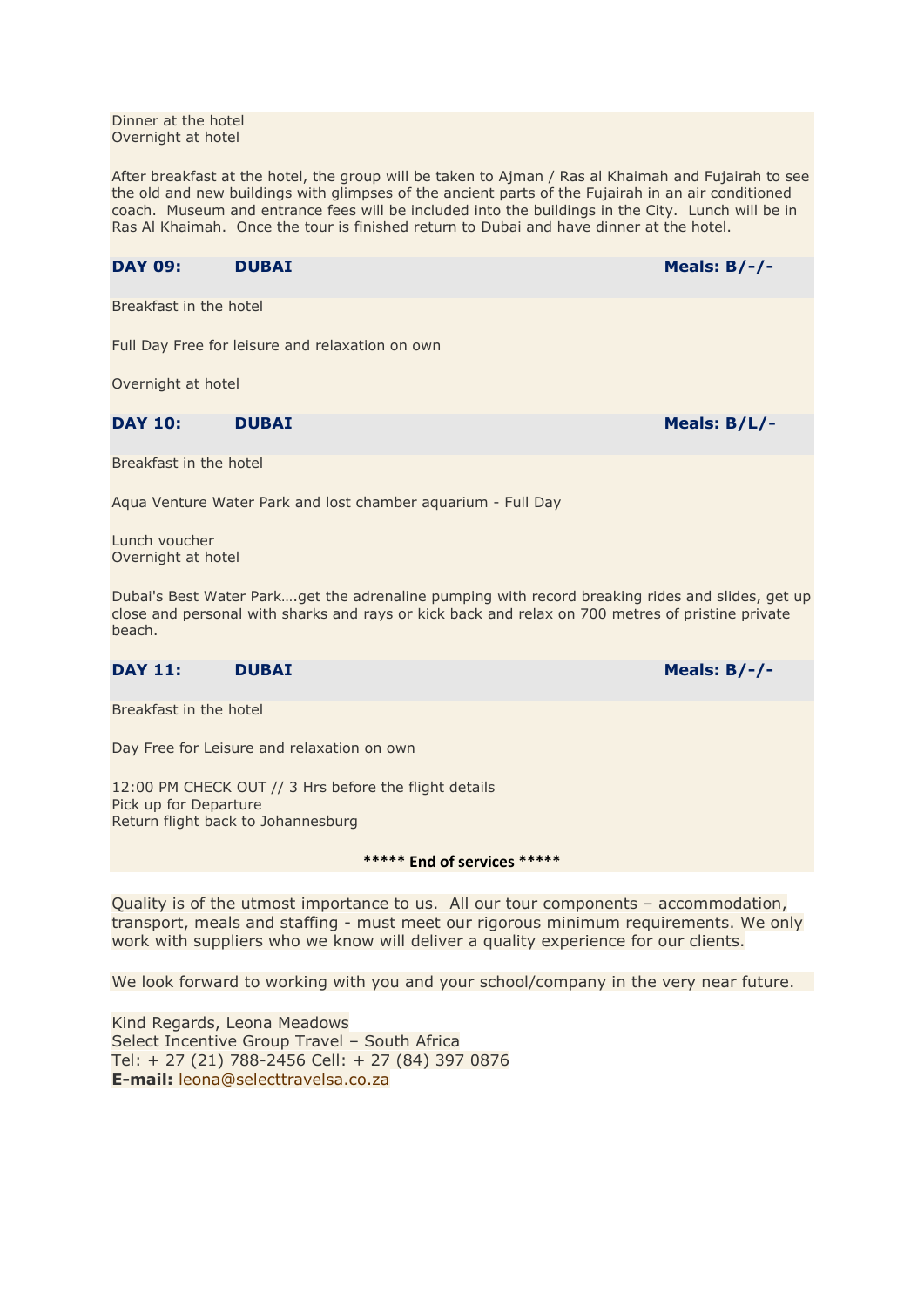Dinner at the hotel
Overnight at hotel

After breakfast at the hotel, the group will be taken to Ajman / Ras al Khaimah and Fujairah to see the old and new buildings with glimpses of the ancient parts of the Fujairah in an air conditioned coach. Museum and entrance fees will be included into the buildings in the City. Lunch will be in Ras Al Khaimah. Once the tour is finished return to Dubai and have dinner at the hotel.

**DAY 09: DUBAI** **Meals: B/-/-**

Breakfast in the hotel

Full Day Free for leisure and relaxation on own

Overnight at hotel

**DAY 10: DUBAI** **Meals: B/L/-**

Breakfast in the hotel

Aqua Venture Water Park and lost chamber aquarium - Full Day

Lunch voucher
Overnight at hotel

Dubai's Best Water Park….get the adrenaline pumping with record breaking rides and slides, get up close and personal with sharks and rays or kick back and relax on 700 metres of pristine private beach.

**DAY 11: DUBAI** **Meals: B/-/-**

Breakfast in the hotel

Day Free for Leisure and relaxation on own

12:00 PM CHECK OUT // 3 Hrs before the flight details
Pick up for Departure
Return flight back to Johannesburg

**\*\*\*\*\* End of services \*\*\*\*\***

Quality is of the utmost importance to us. All our tour components – accommodation, transport, meals and staffing - must meet our rigorous minimum requirements. We only work with suppliers who we know will deliver a quality experience for our clients.

We look forward to working with you and your school/company in the very near future.

Kind Regards, Leona Meadows
Select Incentive Group Travel – South Africa
Tel: + 27 (21) 788-2456 Cell: + 27 (84) 397 0876
**E-mail:** leona@selecttravelsa.co.za